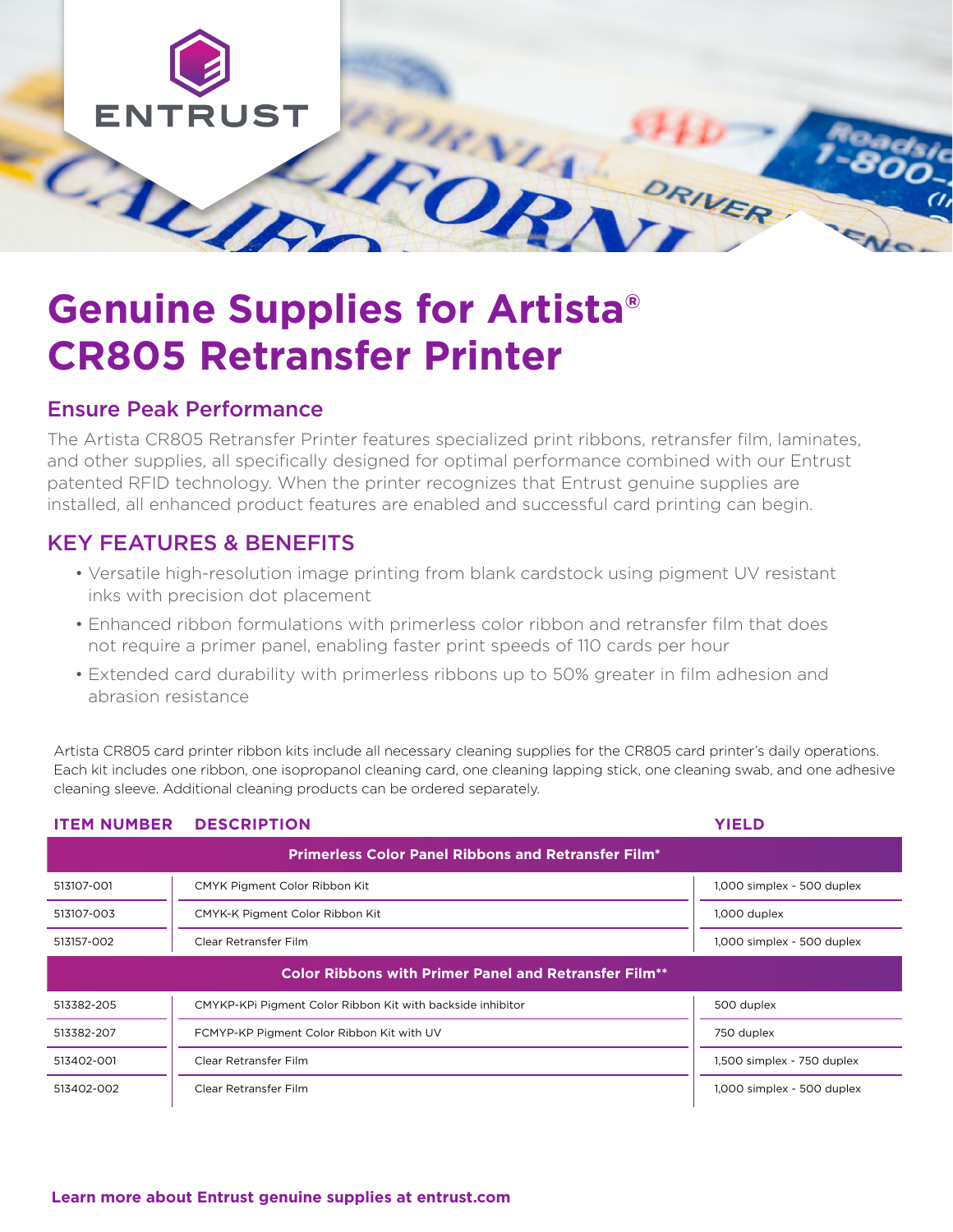# Genuine Supplies for Artista® CR805 Retransfer Printer

## Ensure Peak Performance

The Artista CR805 Retransfer Printer features specialized print ribbons, retransfer film, laminates, and other supplies, all specifically designed for optimal performance combined with our Entrust patented RFID technology. When the printer recognizes that Entrust genuine supplies are installed, all enhanced product features are enabled and successful card printing can begin.

## KEY FEATURES & BENEFITS

- Versatile high-resolution image printing from blank cardstock using pigment UV resistant inks with precision dot placement
- Enhanced ribbon formulations with primerless color ribbon and retransfer film that does not require a primer panel, enabling faster print speeds of 110 cards per hour
- Extended card durability with primerless ribbons up to 50% greater in film adhesion and abrasion resistance

Artista CR805 card printer ribbon kits include all necessary cleaning supplies for the CR805 card printer's daily operations. Each kit includes one ribbon, one isopropanol cleaning card, one cleaning lapping stick, one cleaning swab, and one adhesive cleaning sleeve. Additional cleaning products can be ordered separately.

| ITEM NUMBER | DESCRIPTION | YIELD |
|---|---|---|
| **Primerless Color Panel Ribbons and Retransfer Film*** | | |
| 513107-001 | CMYK Pigment Color Ribbon Kit | 1,000 simplex - 500 duplex |
| 513107-003 | CMYK-K Pigment Color Ribbon Kit | 1,000 duplex |
| 513157-002 | Clear Retransfer Film | 1,000 simplex - 500 duplex |
| **Color Ribbons with Primer Panel and Retransfer Film**** | | |
| 513382-205 | CMYKP-KPi Pigment Color Ribbon Kit with backside inhibitor | 500 duplex |
| 513382-207 | FCMYP-KP Pigment Color Ribbon Kit with UV | 750 duplex |
| 513402-001 | Clear Retransfer Film | 1,500 simplex - 750 duplex |
| 513402-002 | Clear Retransfer Film | 1,000 simplex - 500 duplex |

**Learn more about Entrust genuine supplies at entrust.com**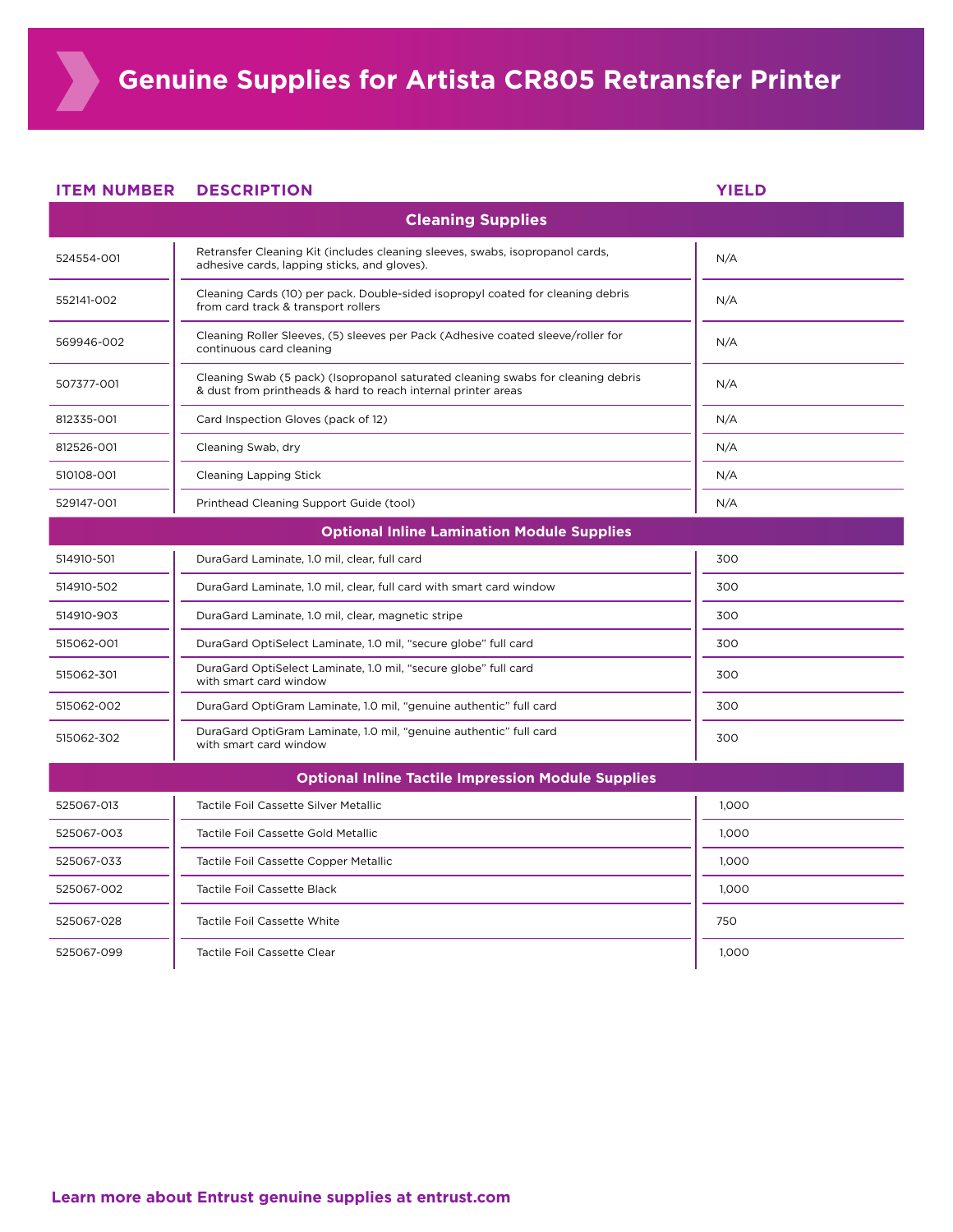# Genuine Supplies for Artista CR805 Retransfer Printer

| ITEM NUMBER | DESCRIPTION | YIELD |
|---|---|---|
| **Cleaning Supplies** | | |
| 524554-001 | Retransfer Cleaning Kit (includes cleaning sleeves, swabs, isopropanol cards, adhesive cards, lapping sticks, and gloves). | N/A |
| 552141-002 | Cleaning Cards (10) per pack. Double-sided isopropyl coated for cleaning debris from card track & transport rollers | N/A |
| 569946-002 | Cleaning Roller Sleeves, (5) sleeves per Pack (Adhesive coated sleeve/roller for continuous card cleaning | N/A |
| 507377-001 | Cleaning Swab (5 pack) (Isopropanol saturated cleaning swabs for cleaning debris & dust from printheads & hard to reach internal printer areas | N/A |
| 812335-001 | Card Inspection Gloves (pack of 12) | N/A |
| 812526-001 | Cleaning Swab, dry | N/A |
| 510108-001 | Cleaning Lapping Stick | N/A |
| 529147-001 | Printhead Cleaning Support Guide (tool) | N/A |
| **Optional Inline Lamination Module Supplies** | | |
| 514910-501 | DuraGard Laminate, 1.0 mil, clear, full card | 300 |
| 514910-502 | DuraGard Laminate, 1.0 mil, clear, full card with smart card window | 300 |
| 514910-903 | DuraGard Laminate, 1.0 mil, clear, magnetic stripe | 300 |
| 515062-001 | DuraGard OptiSelect Laminate, 1.0 mil, “secure globe” full card | 300 |
| 515062-301 | DuraGard OptiSelect Laminate, 1.0 mil, “secure globe” full card with smart card window | 300 |
| 515062-002 | DuraGard OptiGram Laminate, 1.0 mil, “genuine authentic” full card | 300 |
| 515062-302 | DuraGard OptiGram Laminate, 1.0 mil, “genuine authentic” full card with smart card window | 300 |
| **Optional Inline Tactile Impression Module Supplies** | | |
| 525067-013 | Tactile Foil Cassette Silver Metallic | 1,000 |
| 525067-003 | Tactile Foil Cassette Gold Metallic | 1,000 |
| 525067-033 | Tactile Foil Cassette Copper Metallic | 1,000 |
| 525067-002 | Tactile Foil Cassette Black | 1,000 |
| 525067-028 | Tactile Foil Cassette White | 750 |
| 525067-099 | Tactile Foil Cassette Clear | 1,000 |

**Learn more about Entrust genuine supplies at entrust.com**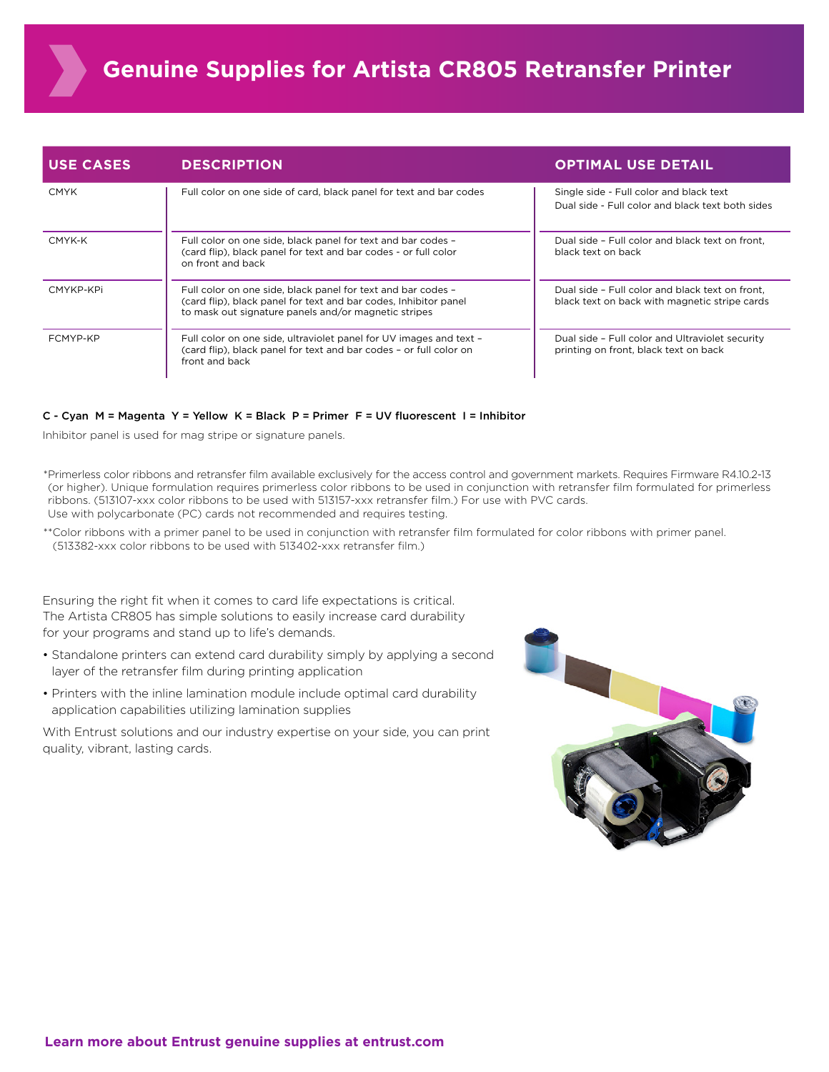# Genuine Supplies for Artista CR805 Retransfer Printer

| USE CASES | DESCRIPTION | OPTIMAL USE DETAIL |
|---|---|---|
| CMYK | Full color on one side of card, black panel for text and bar codes | Single side - Full color and black text<br>Dual side - Full color and black text both sides |
| CMYK-K | Full color on one side, black panel for text and bar codes – (card flip), black panel for text and bar codes - or full color on front and back | Dual side – Full color and black text on front, black text on back |
| CMYKP-KPi | Full color on one side, black panel for text and bar codes – (card flip), black panel for text and bar codes, Inhibitor panel to mask out signature panels and/or magnetic stripes | Dual side – Full color and black text on front, black text on back with magnetic stripe cards |
| FCMYP-KP | Full color on one side, ultraviolet panel for UV images and text – (card flip), black panel for text and bar codes – or full color on front and back | Dual side – Full color and Ultraviolet security printing on front, black text on back |

**C - Cyan M = Magenta Y = Yellow K = Black P = Primer F = UV fluorescent I = Inhibitor**

Inhibitor panel is used for mag stripe or signature panels.

*Primerless color ribbons and retransfer film available exclusively for the access control and government markets. Requires Firmware R4.10.2-13 (or higher). Unique formulation requires primerless color ribbons to be used in conjunction with retransfer film formulated for primerless ribbons. (513107-xxx color ribbons to be used with 513157-xxx retransfer film.) For use with PVC cards. Use with polycarbonate (PC) cards not recommended and requires testing.

**Color ribbons with a primer panel to be used in conjunction with retransfer film formulated for color ribbons with primer panel. (513382-xxx color ribbons to be used with 513402-xxx retransfer film.)

Ensuring the right fit when it comes to card life expectations is critical. The Artista CR805 has simple solutions to easily increase card durability for your programs and stand up to life's demands.

- Standalone printers can extend card durability simply by applying a second layer of the retransfer film during printing application
- Printers with the inline lamination module include optimal card durability application capabilities utilizing lamination supplies

With Entrust solutions and our industry expertise on your side, you can print quality, vibrant, lasting cards.

**Learn more about Entrust genuine supplies at entrust.com**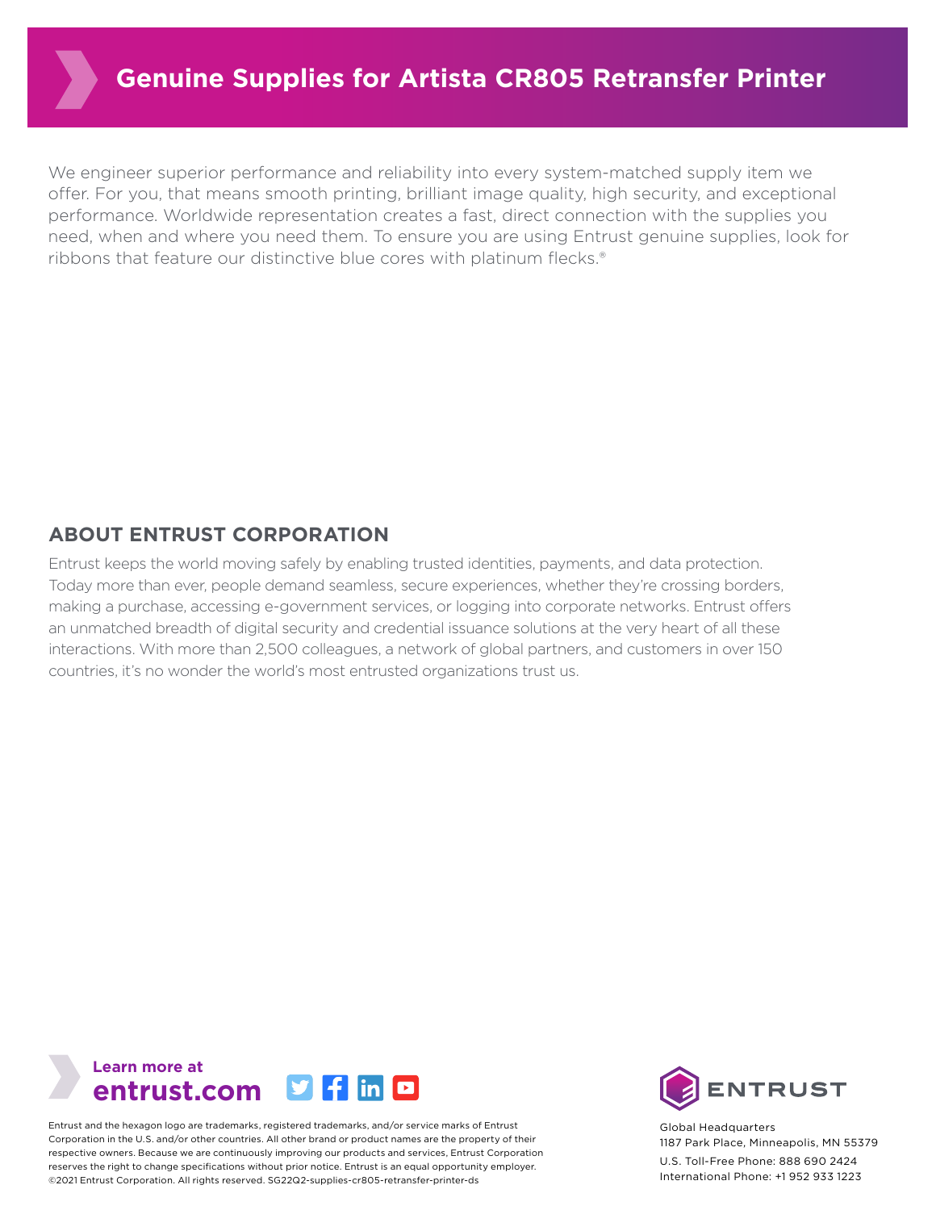# Genuine Supplies for Artista CR805 Retransfer Printer

We engineer superior performance and reliability into every system-matched supply item we offer. For you, that means smooth printing, brilliant image quality, high security, and exceptional performance. Worldwide representation creates a fast, direct connection with the supplies you need, when and where you need them. To ensure you are using Entrust genuine supplies, look for ribbons that feature our distinctive blue cores with platinum flecks.®

## ABOUT ENTRUST CORPORATION

Entrust keeps the world moving safely by enabling trusted identities, payments, and data protection. Today more than ever, people demand seamless, secure experiences, whether they're crossing borders, making a purchase, accessing e-government services, or logging into corporate networks. Entrust offers an unmatched breadth of digital security and credential issuance solutions at the very heart of all these interactions. With more than 2,500 colleagues, a network of global partners, and customers in over 150 countries, it's no wonder the world's most entrusted organizations trust us.

**Learn more at**
**entrust.com**

Entrust and the hexagon logo are trademarks, registered trademarks, and/or service marks of Entrust Corporation in the U.S. and/or other countries. All other brand or product names are the property of their respective owners. Because we are continuously improving our products and services, Entrust Corporation reserves the right to change specifications without prior notice. Entrust is an equal opportunity employer. ©2021 Entrust Corporation. All rights reserved. SG22Q2-supplies-cr805-retransfer-printer-ds

ENTRUST

Global Headquarters
1187 Park Place, Minneapolis, MN 55379
U.S. Toll-Free Phone: 888 690 2424
International Phone: +1 952 933 1223